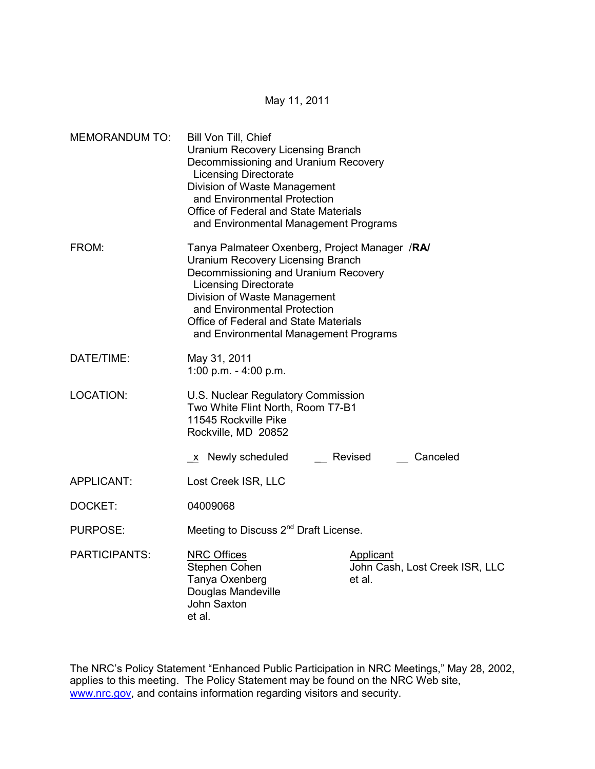May 11, 2011

MEMORANDUM TO: Bill Von Till, Chief
Uranium Recovery Licensing Branch
Decommissioning and Uranium Recovery Licensing Directorate
Division of Waste Management and Environmental Protection
Office of Federal and State Materials and Environmental Management Programs

FROM: Tanya Palmateer Oxenberg, Project Manager /**RA**/
Uranium Recovery Licensing Branch
Decommissioning and Uranium Recovery Licensing Directorate
Division of Waste Management and Environmental Protection
Office of Federal and State Materials and Environmental Management Programs

DATE/TIME: May 31, 2011
1:00 p.m. - 4:00 p.m.

LOCATION: U.S. Nuclear Regulatory Commission
Two White Flint North, Room T7-B1
11545 Rockville Pike
Rockville, MD 20852

_x_ Newly scheduled    __ Revised    __ Canceled

APPLICANT: Lost Creek ISR, LLC

DOCKET: 04009068

PURPOSE: Meeting to Discuss 2nd Draft License.

PARTICIPANTS:

| NRC Offices | Applicant |
|---|---|
| Stephen Cohen | John Cash, Lost Creek ISR, LLC |
| Tanya Oxenberg | et al. |
| Douglas Mandeville | |
| John Saxton | |
| et al. | |

The NRC's Policy Statement "Enhanced Public Participation in NRC Meetings," May 28, 2002, applies to this meeting. The Policy Statement may be found on the NRC Web site, www.nrc.gov, and contains information regarding visitors and security.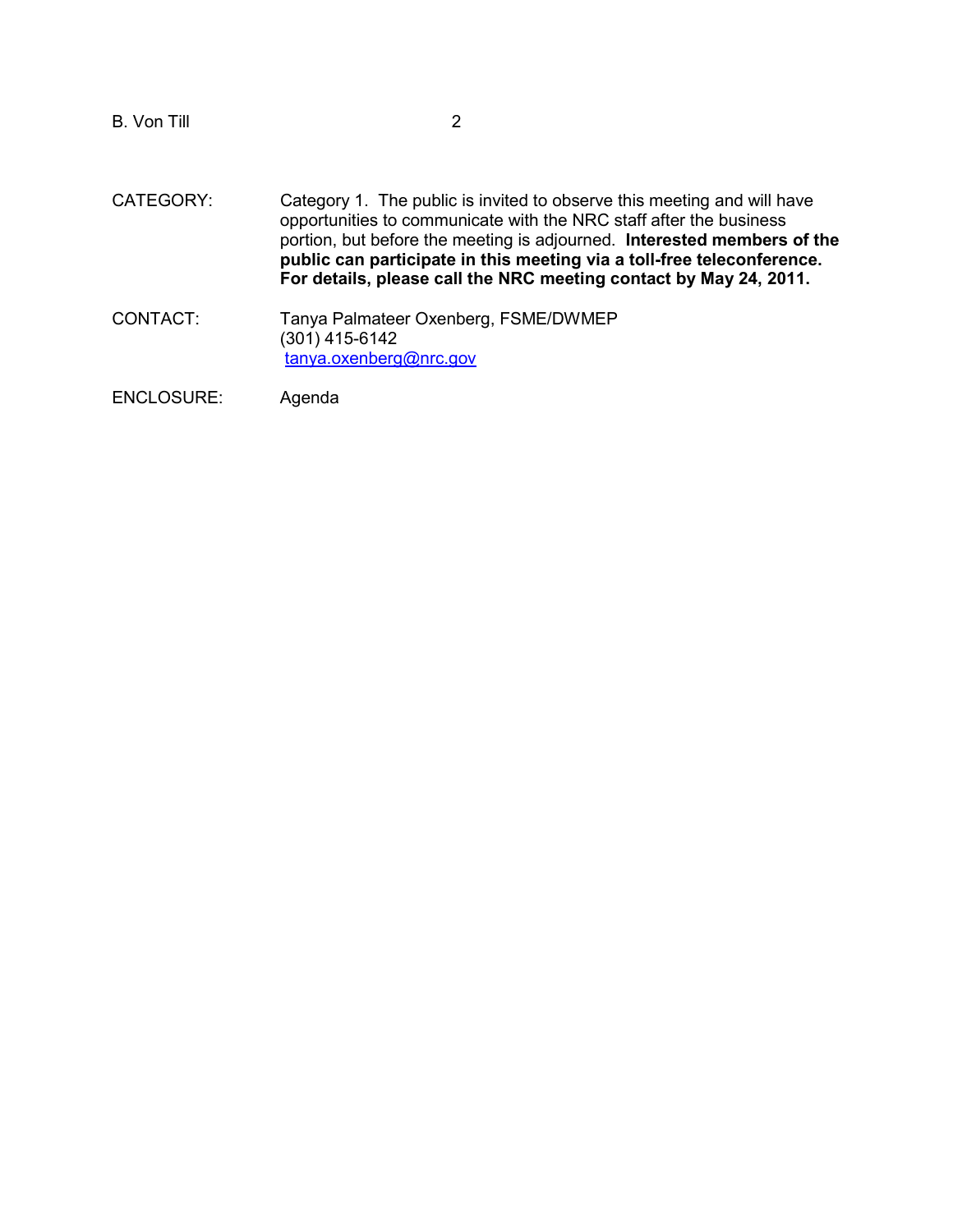CATEGORY: Category 1. The public is invited to observe this meeting and will have opportunities to communicate with the NRC staff after the business portion, but before the meeting is adjourned. **Interested members of the public can participate in this meeting via a toll-free teleconference. For details, please call the NRC meeting contact by May 24, 2011.**

CONTACT: Tanya Palmateer Oxenberg, FSME/DWMEP
(301) 415-6142
tanya.oxenberg@nrc.gov

ENCLOSURE: Agenda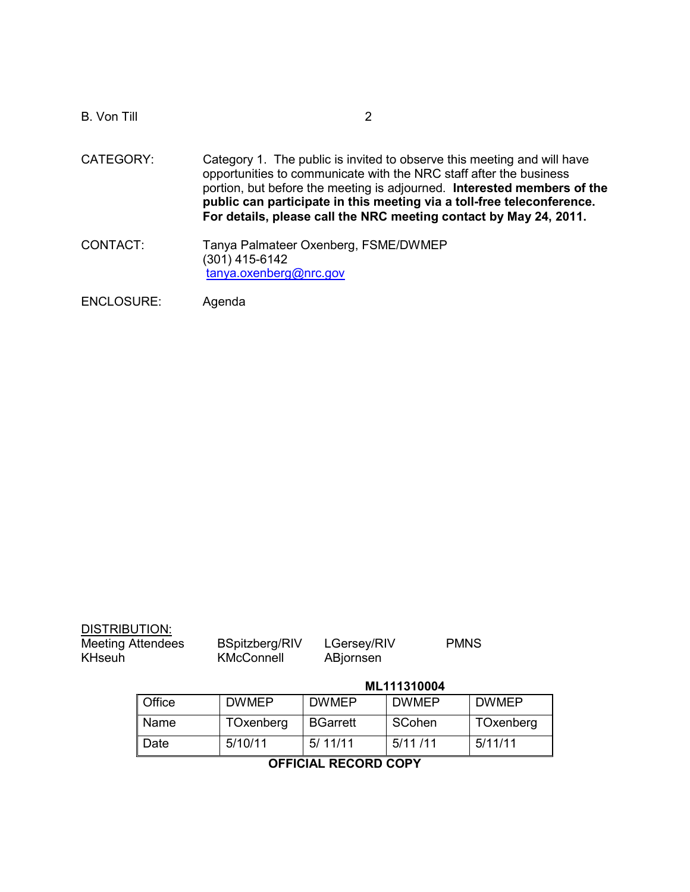CATEGORY: Category 1. The public is invited to observe this meeting and will have opportunities to communicate with the NRC staff after the business portion, but before the meeting is adjourned. **Interested members of the public can participate in this meeting via a toll-free teleconference. For details, please call the NRC meeting contact by May 24, 2011.**

CONTACT: Tanya Palmateer Oxenberg, FSME/DWMEP
(301) 415-6142
tanya.oxenberg@nrc.gov

ENCLOSURE: Agenda

DISTRIBUTION:

| Meeting Attendees | BSpitzberg/RIV | LGersey/RIV | PMNS |
|---|---|---|---|
| KHseuh | KMcConnell | ABjornsen | |

**ML111310004**

| Office | DWMEP | DWMEP | DWMEP | DWMEP |
|---|---|---|---|---|
| Name | TOxenberg | BGarrett | SCohen | TOxenberg |
| Date | 5/10/11 | 5/ 11/11 | 5/11 /11 | 5/11/11 |

**OFFICIAL RECORD COPY**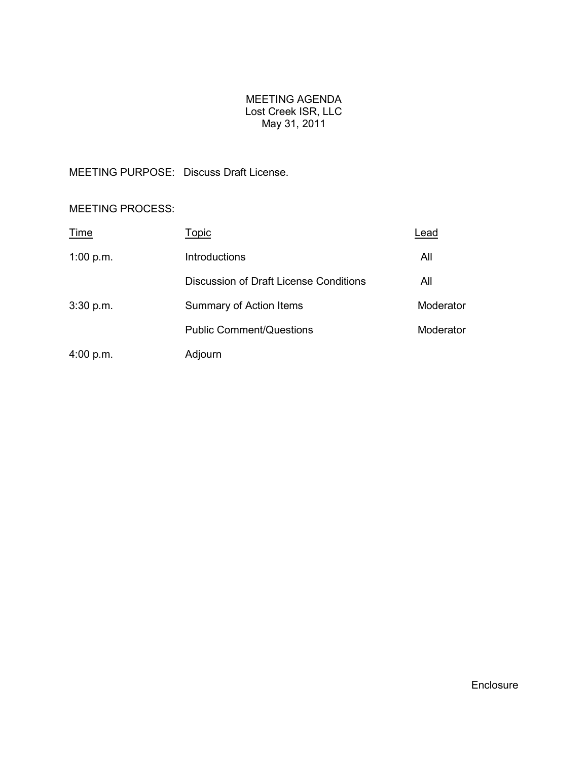MEETING AGENDA
Lost Creek ISR, LLC
May 31, 2011

MEETING PURPOSE: Discuss Draft License.

MEETING PROCESS:

| Time | Topic | Lead |
|---|---|---|
| 1:00 p.m. | Introductions | All |
| | Discussion of Draft License Conditions | All |
| 3:30 p.m. | Summary of Action Items | Moderator |
| | Public Comment/Questions | Moderator |
| 4:00 p.m. | Adjourn | |

Enclosure